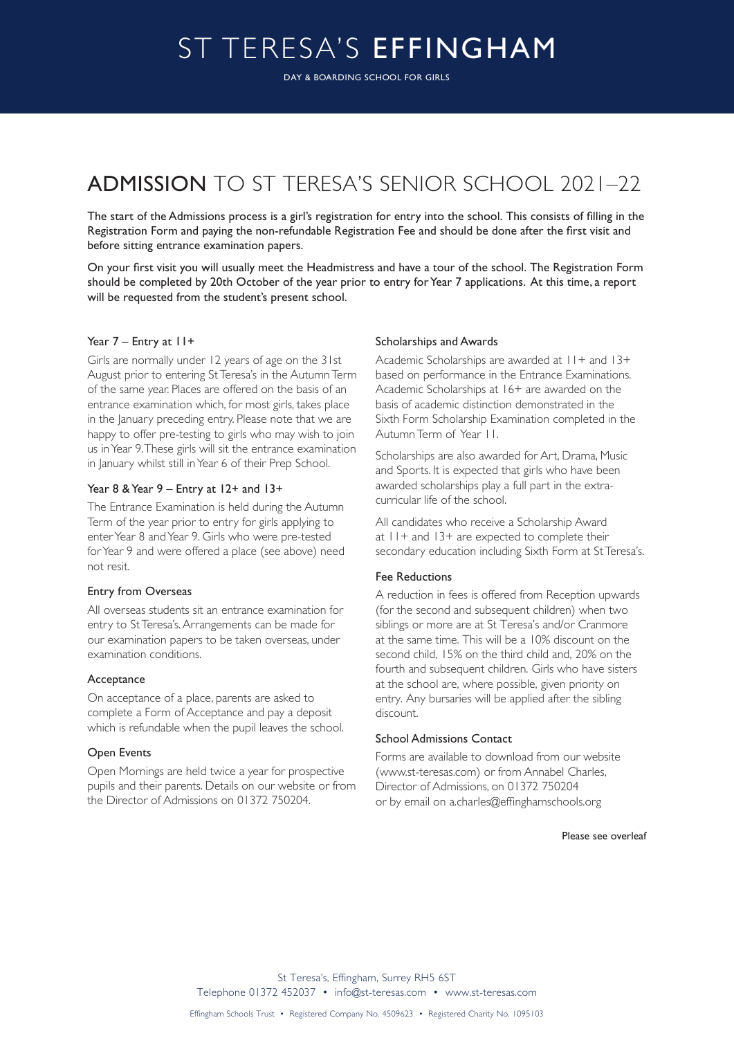# ST TERESA'S EFFINGHAM

DAY & BOARDING SCHOOL FOR GIRLS

## ADMISSION TO ST TERESA'S SENIOR SCHOOL 2021–22

The start of the Admissions process is a girl's registration for entry into the school. This consists of filling in the Registration Form and paying the non-refundable Registration Fee and should be done after the first visit and before sitting entrance examination papers.

On your first visit you will usually meet the Headmistress and have a tour of the school. The Registration Form should be completed by 20th October of the year prior to entry for Year 7 applications. At this time, a report will be requested from the student's present school.

### Year 7 – Entry at 11+

Girls are normally under 12 years of age on the 31st August prior to entering St Teresa's in the Autumn Term of the same year. Places are offered on the basis of an entrance examination which, for most girls, takes place in the January preceding entry. Please note that we are happy to offer pre-testing to girls who may wish to join us in Year 9. These girls will sit the entrance examination in January whilst still in Year 6 of their Prep School.

### Year 8 & Year 9 – Entry at 12+ and 13+

The Entrance Examination is held during the Autumn Term of the year prior to entry for girls applying to enter Year 8 and Year 9. Girls who were pre-tested for Year 9 and were offered a place (see above) need not resit.

### Entry from Overseas

All overseas students sit an entrance examination for entry to St Teresa's. Arrangements can be made for our examination papers to be taken overseas, under examination conditions.

### Acceptance

On acceptance of a place, parents are asked to complete a Form of Acceptance and pay a deposit which is refundable when the pupil leaves the school.

### Open Events

Open Mornings are held twice a year for prospective pupils and their parents. Details on our website or from the Director of Admissions on 01372 750204.

### Scholarships and Awards

Academic Scholarships are awarded at 11+ and 13+ based on performance in the Entrance Examinations. Academic Scholarships at 16+ are awarded on the basis of academic distinction demonstrated in the Sixth Form Scholarship Examination completed in the Autumn Term of Year 11.

Scholarships are also awarded for Art, Drama, Music and Sports. It is expected that girls who have been awarded scholarships play a full part in the extra-curricular life of the school.

All candidates who receive a Scholarship Award at 11+ and 13+ are expected to complete their secondary education including Sixth Form at St Teresa's.

### Fee Reductions

A reduction in fees is offered from Reception upwards (for the second and subsequent children) when two siblings or more are at St Teresa's and/or Cranmore at the same time. This will be a 10% discount on the second child, 15% on the third child and, 20% on the fourth and subsequent children. Girls who have sisters at the school are, where possible, given priority on entry. Any bursaries will be applied after the sibling discount.

### School Admissions Contact

Forms are available to download from our website (www.st-teresas.com) or from Annabel Charles, Director of Admissions, on 01372 750204 or by email on a.charles@effinghamschools.org

Please see overleaf

St Teresa's, Effingham, Surrey RH5 6ST
Telephone 01372 452037 • info@st-teresas.com • www.st-teresas.com

Effingham Schools Trust • Registered Company No. 4509623 • Registered Charity No. 1095103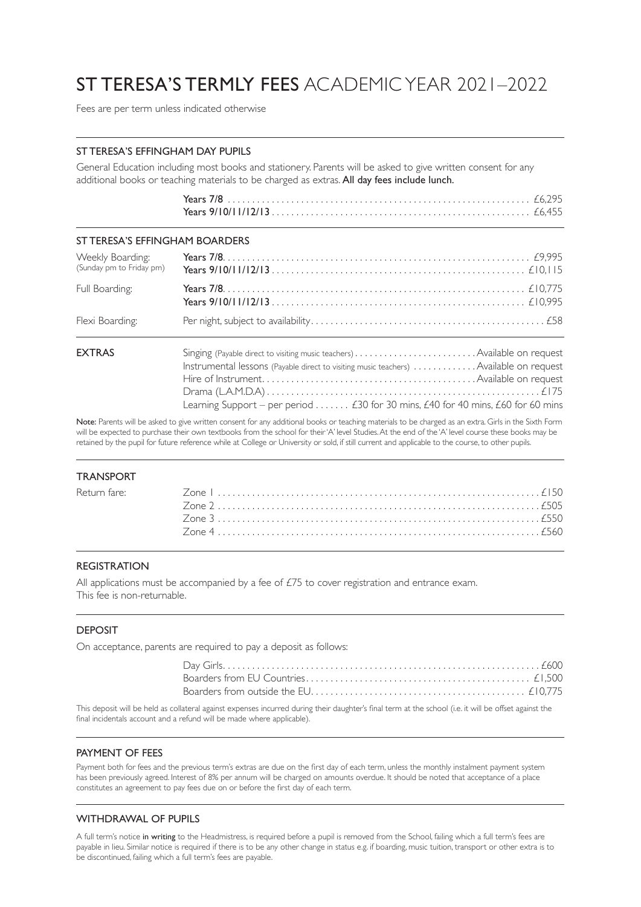# ST TERESA'S TERMLY FEES ACADEMIC YEAR 2021–2022

Fees are per term unless indicated otherwise

## ST TERESA'S EFFINGHAM DAY PUPILS

General Education including most books and stationery. Parents will be asked to give written consent for any additional books or teaching materials to be charged as extras. **All day fees include lunch.**

| | |
|---|---|
| **Years 7/8** | £6,295 |
| **Years 9/10/11/12/13** | £6,455 |

## ST TERESA'S EFFINGHAM BOARDERS

| | | |
|---|---|---|
| Weekly Boarding: (Sunday pm to Friday pm) | **Years 7/8** | £9,995 |
| | **Years 9/10/11/12/13** | £10,115 |
| Full Boarding: | **Years 7/8** | £10,775 |
| | **Years 9/10/11/12/13** | £10,995 |
| Flexi Boarding: | Per night, subject to availability | £58 |

## EXTRAS

| | |
|---|---|
| Singing (Payable direct to visiting music teachers) | Available on request |
| Instrumental lessons (Payable direct to visiting music teachers) | Available on request |
| Hire of Instrument | Available on request |
| Drama (L.A.M.D.A) | £175 |
| Learning Support – per period | £30 for 30 mins, £40 for 40 mins, £60 for 60 mins |

**Note:** Parents will be asked to give written consent for any additional books or teaching materials to be charged as an extra. Girls in the Sixth Form will be expected to purchase their own textbooks from the school for their 'A' level Studies. At the end of the 'A' level course these books may be retained by the pupil for future reference while at College or University or sold, if still current and applicable to the course, to other pupils.

## TRANSPORT

| Return fare: | | |
|---|---|---|
| | Zone 1 | £150 |
| | Zone 2 | £505 |
| | Zone 3 | £550 |
| | Zone 4 | £560 |

## REGISTRATION

All applications must be accompanied by a fee of £75 to cover registration and entrance exam. This fee is non-returnable.

## DEPOSIT

On acceptance, parents are required to pay a deposit as follows:

| | |
|---|---|
| Day Girls | £600 |
| Boarders from EU Countries | £1,500 |
| Boarders from outside the EU | £10,775 |

This deposit will be held as collateral against expenses incurred during their daughter's final term at the school (i.e. it will be offset against the final incidentals account and a refund will be made where applicable).

## PAYMENT OF FEES

Payment both for fees and the previous term's extras are due on the first day of each term, unless the monthly instalment payment system has been previously agreed. Interest of 8% per annum will be charged on amounts overdue. It should be noted that acceptance of a place constitutes an agreement to pay fees due on or before the first day of each term.

## WITHDRAWAL OF PUPILS

A full term's notice **in writing** to the Headmistress, is required before a pupil is removed from the School, failing which a full term's fees are payable in lieu. Similar notice is required if there is to be any other change in status e.g. if boarding, music tuition, transport or other extra is to be discontinued, failing which a full term's fees are payable.